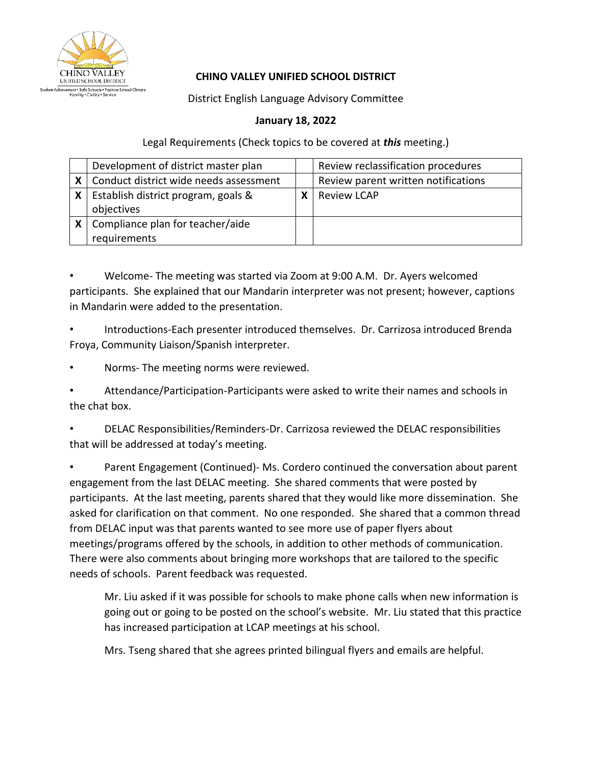**CHINO VALLEY UNIFIED SCHOOL DISTRICT**

District English Language Advisory Committee

**January 18, 2022**

Legal Requirements (Check topics to be covered at ***this*** meeting.)

| | | | |
|---|---|---|---|
| | Development of district master plan | | Review reclassification procedures |
| **X** | Conduct district wide needs assessment | | Review parent written notifications |
| **X** | Establish district program, goals & objectives | **X** | Review LCAP |
| **X** | Compliance plan for teacher/aide requirements | | |

- Welcome- The meeting was started via Zoom at 9:00 A.M. Dr. Ayers welcomed participants. She explained that our Mandarin interpreter was not present; however, captions in Mandarin were added to the presentation.
- Introductions-Each presenter introduced themselves. Dr. Carrizosa introduced Brenda Froya, Community Liaison/Spanish interpreter.
- Norms- The meeting norms were reviewed.
- Attendance/Participation-Participants were asked to write their names and schools in the chat box.
- DELAC Responsibilities/Reminders-Dr. Carrizosa reviewed the DELAC responsibilities that will be addressed at today's meeting.
- Parent Engagement (Continued)- Ms. Cordero continued the conversation about parent engagement from the last DELAC meeting. She shared comments that were posted by participants. At the last meeting, parents shared that they would like more dissemination. She asked for clarification on that comment. No one responded. She shared that a common thread from DELAC input was that parents wanted to see more use of paper flyers about meetings/programs offered by the schools, in addition to other methods of communication. There were also comments about bringing more workshops that are tailored to the specific needs of schools. Parent feedback was requested.

  Mr. Liu asked if it was possible for schools to make phone calls when new information is going out or going to be posted on the school's website. Mr. Liu stated that this practice has increased participation at LCAP meetings at his school.

  Mrs. Tseng shared that she agrees printed bilingual flyers and emails are helpful.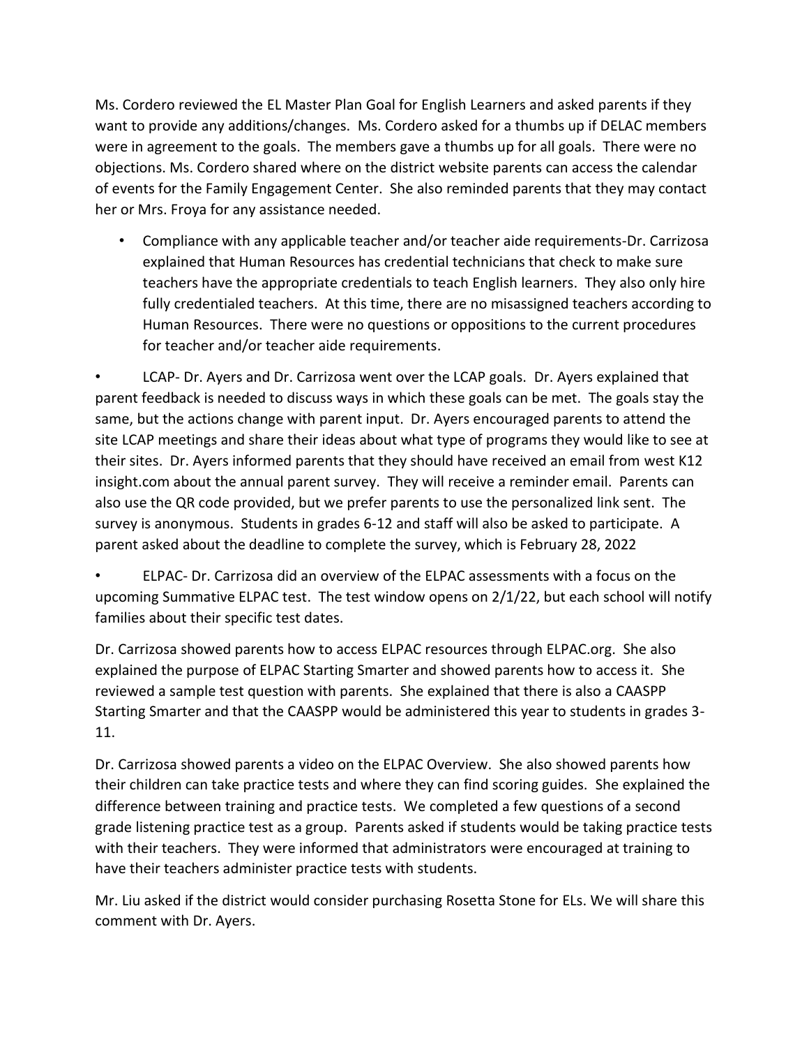Ms. Cordero reviewed the EL Master Plan Goal for English Learners and asked parents if they want to provide any additions/changes. Ms. Cordero asked for a thumbs up if DELAC members were in agreement to the goals. The members gave a thumbs up for all goals. There were no objections. Ms. Cordero shared where on the district website parents can access the calendar of events for the Family Engagement Center. She also reminded parents that they may contact her or Mrs. Froya for any assistance needed.

- Compliance with any applicable teacher and/or teacher aide requirements-Dr. Carrizosa explained that Human Resources has credential technicians that check to make sure teachers have the appropriate credentials to teach English learners. They also only hire fully credentialed teachers. At this time, there are no misassigned teachers according to Human Resources. There were no questions or oppositions to the current procedures for teacher and/or teacher aide requirements.

- LCAP- Dr. Ayers and Dr. Carrizosa went over the LCAP goals. Dr. Ayers explained that parent feedback is needed to discuss ways in which these goals can be met. The goals stay the same, but the actions change with parent input. Dr. Ayers encouraged parents to attend the site LCAP meetings and share their ideas about what type of programs they would like to see at their sites. Dr. Ayers informed parents that they should have received an email from west K12 insight.com about the annual parent survey. They will receive a reminder email. Parents can also use the QR code provided, but we prefer parents to use the personalized link sent. The survey is anonymous. Students in grades 6-12 and staff will also be asked to participate. A parent asked about the deadline to complete the survey, which is February 28, 2022

- ELPAC- Dr. Carrizosa did an overview of the ELPAC assessments with a focus on the upcoming Summative ELPAC test. The test window opens on 2/1/22, but each school will notify families about their specific test dates.

Dr. Carrizosa showed parents how to access ELPAC resources through ELPAC.org. She also explained the purpose of ELPAC Starting Smarter and showed parents how to access it. She reviewed a sample test question with parents. She explained that there is also a CAASPP Starting Smarter and that the CAASPP would be administered this year to students in grades 3-11.

Dr. Carrizosa showed parents a video on the ELPAC Overview. She also showed parents how their children can take practice tests and where they can find scoring guides. She explained the difference between training and practice tests. We completed a few questions of a second grade listening practice test as a group. Parents asked if students would be taking practice tests with their teachers. They were informed that administrators were encouraged at training to have their teachers administer practice tests with students.

Mr. Liu asked if the district would consider purchasing Rosetta Stone for ELs. We will share this comment with Dr. Ayers.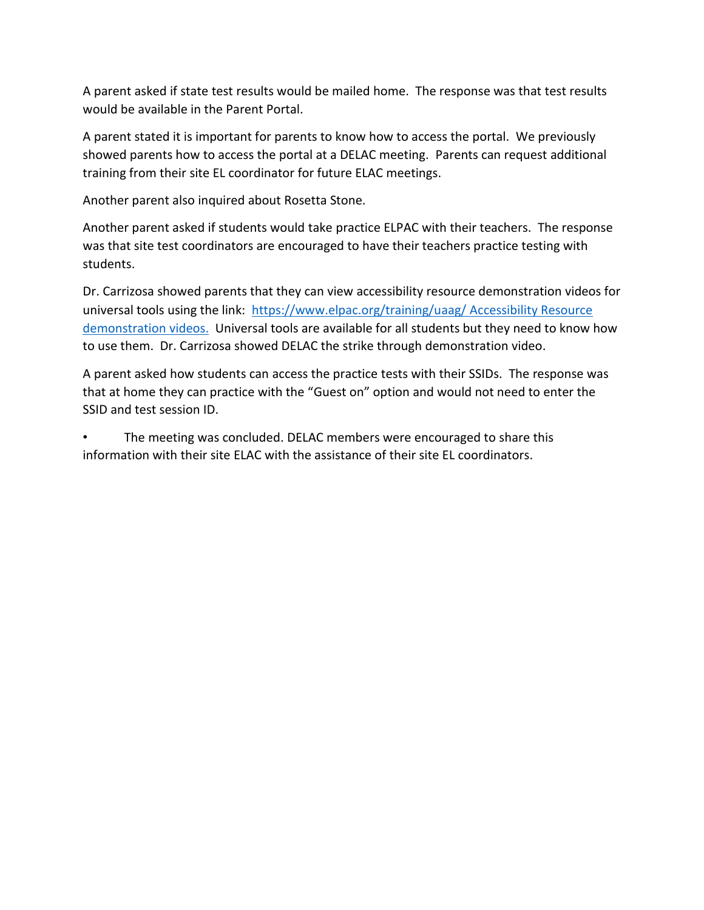A parent asked if state test results would be mailed home. The response was that test results would be available in the Parent Portal.

A parent stated it is important for parents to know how to access the portal. We previously showed parents how to access the portal at a DELAC meeting. Parents can request additional training from their site EL coordinator for future ELAC meetings.

Another parent also inquired about Rosetta Stone.

Another parent asked if students would take practice ELPAC with their teachers. The response was that site test coordinators are encouraged to have their teachers practice testing with students.

Dr. Carrizosa showed parents that they can view accessibility resource demonstration videos for universal tools using the link: [https://www.elpac.org/training/uaag/ Accessibility Resource demonstration videos.](https://www.elpac.org/training/uaag/) Universal tools are available for all students but they need to know how to use them. Dr. Carrizosa showed DELAC the strike through demonstration video.

A parent asked how students can access the practice tests with their SSIDs. The response was that at home they can practice with the "Guest on" option and would not need to enter the SSID and test session ID.

- The meeting was concluded. DELAC members were encouraged to share this information with their site ELAC with the assistance of their site EL coordinators.